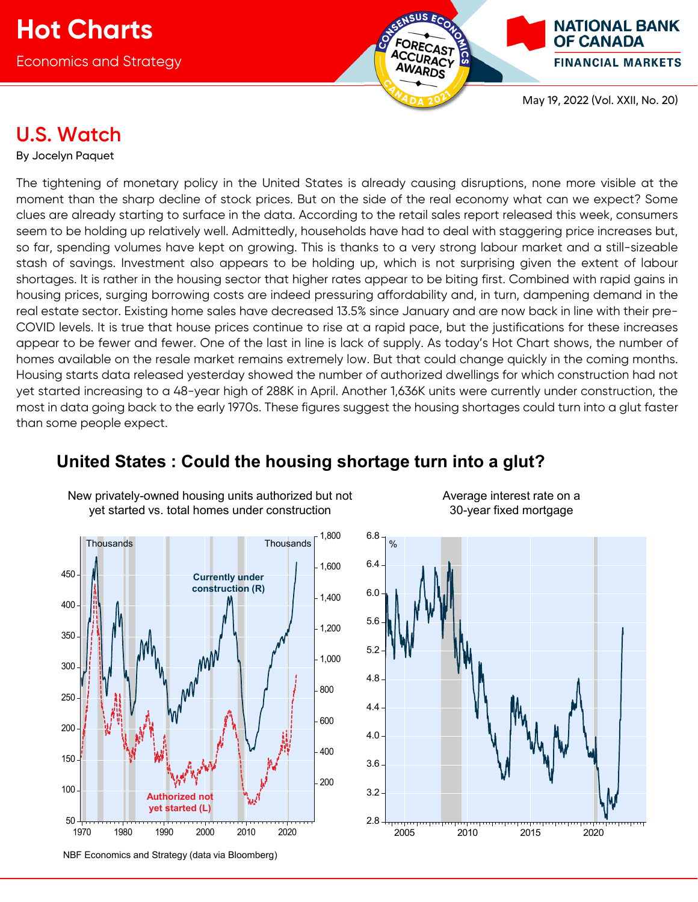# Hot Charts

Economics and Strategy

May 19, 2022 (Vol. XXII, No. 20)

## U.S. Watch

By Jocelyn Paquet

The tightening of monetary policy in the United States is already causing disruptions, none more visible at the moment than the sharp decline of stock prices. But on the side of the real economy what can we expect? Some clues are already starting to surface in the data. According to the retail sales report released this week, consumers seem to be holding up relatively well. Admittedly, households have had to deal with staggering price increases but, so far, spending volumes have kept on growing. This is thanks to a very strong labour market and a still-sizeable stash of savings. Investment also appears to be holding up, which is not surprising given the extent of labour shortages. It is rather in the housing sector that higher rates appear to be biting first. Combined with rapid gains in housing prices, surging borrowing costs are indeed pressuring affordability and, in turn, dampening demand in the real estate sector. Existing home sales have decreased 13.5% since January and are now back in line with their pre-COVID levels. It is true that house prices continue to rise at a rapid pace, but the justifications for these increases appear to be fewer and fewer. One of the last in line is lack of supply. As today's Hot Chart shows, the number of homes available on the resale market remains extremely low. But that could change quickly in the coming months. Housing starts data released yesterday showed the number of authorized dwellings for which construction had not yet started increasing to a 48-year high of 288K in April. Another 1,636K units were currently under construction, the most in data going back to the early 1970s. These figures suggest the housing shortages could turn into a glut faster than some people expect.

### United States : Could the housing shortage turn into a glut?

New privately-owned housing units authorized but not yet started vs. total homes under construction

Average interest rate on a 30-year fixed mortgage

NBF Economics and Strategy (data via Bloomberg)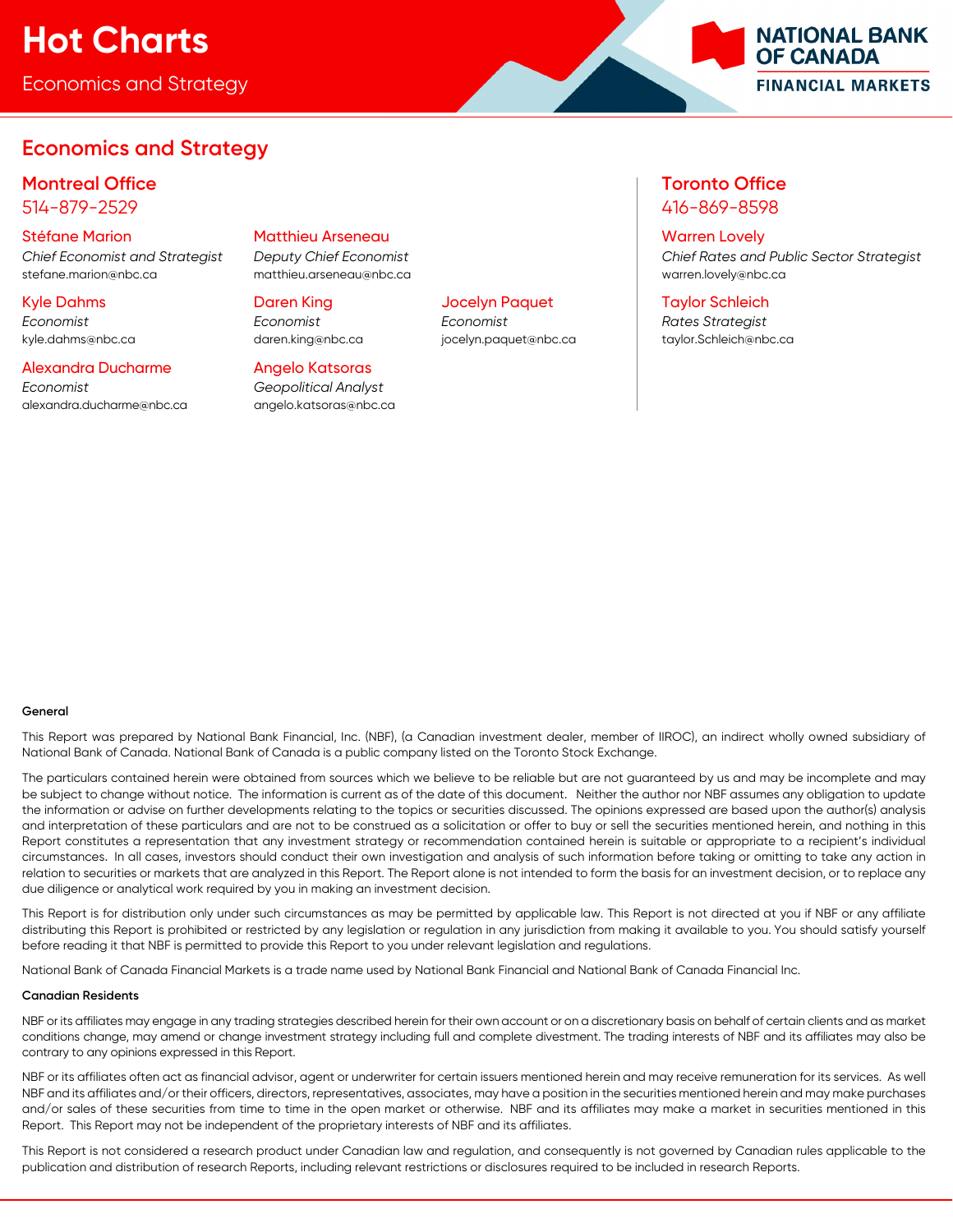# Hot Charts

Economics and Strategy

## Economics and Strategy

### Montreal Office
514-879-2529

**Stéfane Marion**
*Chief Economist and Strategist*
stefane.marion@nbc.ca

**Matthieu Arseneau**
*Deputy Chief Economist*
matthieu.arseneau@nbc.ca

**Kyle Dahms**
*Economist*
kyle.dahms@nbc.ca

**Daren King**
*Economist*
daren.king@nbc.ca

**Jocelyn Paquet**
*Economist*
jocelyn.paquet@nbc.ca

**Alexandra Ducharme**
*Economist*
alexandra.ducharme@nbc.ca

**Angelo Katsoras**
*Geopolitical Analyst*
angelo.katsoras@nbc.ca

### Toronto Office
416-869-8598

**Warren Lovely**
*Chief Rates and Public Sector Strategist*
warren.lovely@nbc.ca

**Taylor Schleich**
*Rates Strategist*
taylor.Schleich@nbc.ca

**General**

This Report was prepared by National Bank Financial, Inc. (NBF), (a Canadian investment dealer, member of IIROC), an indirect wholly owned subsidiary of National Bank of Canada. National Bank of Canada is a public company listed on the Toronto Stock Exchange.

The particulars contained herein were obtained from sources which we believe to be reliable but are not guaranteed by us and may be incomplete and may be subject to change without notice. The information is current as of the date of this document. Neither the author nor NBF assumes any obligation to update the information or advise on further developments relating to the topics or securities discussed. The opinions expressed are based upon the author(s) analysis and interpretation of these particulars and are not to be construed as a solicitation or offer to buy or sell the securities mentioned herein, and nothing in this Report constitutes a representation that any investment strategy or recommendation contained herein is suitable or appropriate to a recipient's individual circumstances. In all cases, investors should conduct their own investigation and analysis of such information before taking or omitting to take any action in relation to securities or markets that are analyzed in this Report. The Report alone is not intended to form the basis for an investment decision, or to replace any due diligence or analytical work required by you in making an investment decision.

This Report is for distribution only under such circumstances as may be permitted by applicable law. This Report is not directed at you if NBF or any affiliate distributing this Report is prohibited or restricted by any legislation or regulation in any jurisdiction from making it available to you. You should satisfy yourself before reading it that NBF is permitted to provide this Report to you under relevant legislation and regulations.

National Bank of Canada Financial Markets is a trade name used by National Bank Financial and National Bank of Canada Financial Inc.

**Canadian Residents**

NBF or its affiliates may engage in any trading strategies described herein for their own account or on a discretionary basis on behalf of certain clients and as market conditions change, may amend or change investment strategy including full and complete divestment. The trading interests of NBF and its affiliates may also be contrary to any opinions expressed in this Report.

NBF or its affiliates often act as financial advisor, agent or underwriter for certain issuers mentioned herein and may receive remuneration for its services. As well NBF and its affiliates and/or their officers, directors, representatives, associates, may have a position in the securities mentioned herein and may make purchases and/or sales of these securities from time to time in the open market or otherwise. NBF and its affiliates may make a market in securities mentioned in this Report. This Report may not be independent of the proprietary interests of NBF and its affiliates.

This Report is not considered a research product under Canadian law and regulation, and consequently is not governed by Canadian rules applicable to the publication and distribution of research Reports, including relevant restrictions or disclosures required to be included in research Reports.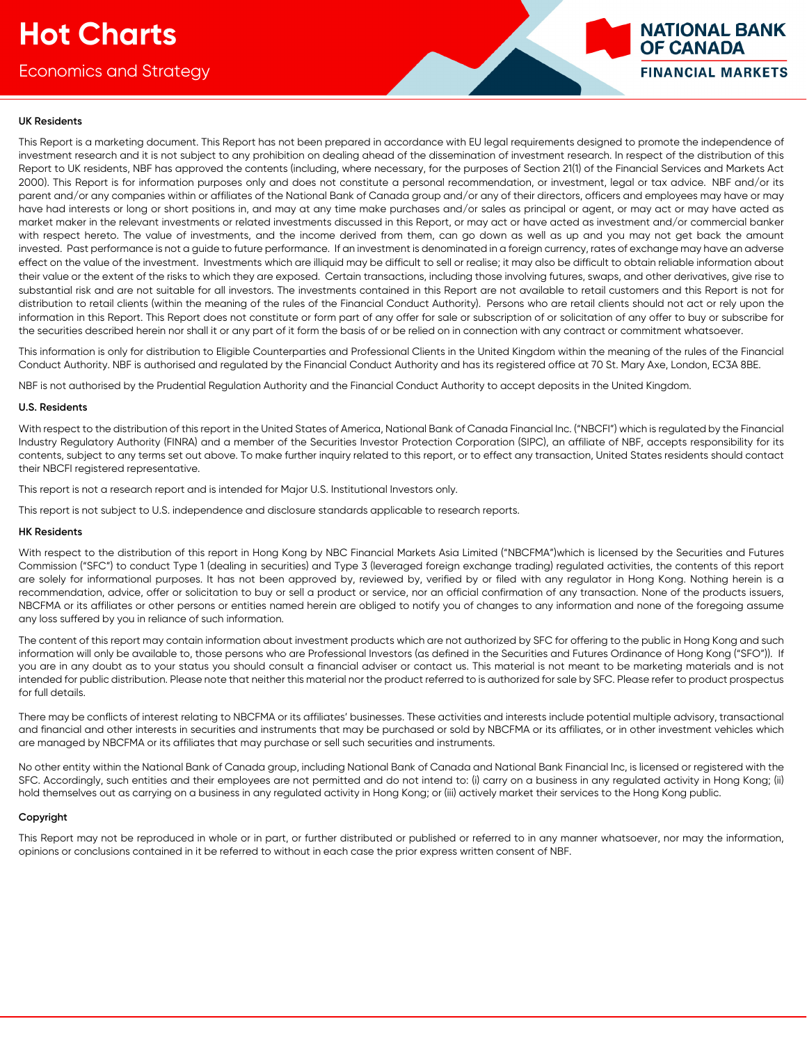## UK Residents

This Report is a marketing document. This Report has not been prepared in accordance with EU legal requirements designed to promote the independence of investment research and it is not subject to any prohibition on dealing ahead of the dissemination of investment research. In respect of the distribution of this Report to UK residents, NBF has approved the contents (including, where necessary, for the purposes of Section 21(1) of the Financial Services and Markets Act 2000). This Report is for information purposes only and does not constitute a personal recommendation, or investment, legal or tax advice. NBF and/or its parent and/or any companies within or affiliates of the National Bank of Canada group and/or any of their directors, officers and employees may have or may have had interests or long or short positions in, and may at any time make purchases and/or sales as principal or agent, or may act or may have acted as market maker in the relevant investments or related investments discussed in this Report, or may act or have acted as investment and/or commercial banker with respect hereto. The value of investments, and the income derived from them, can go down as well as up and you may not get back the amount invested. Past performance is not a guide to future performance. If an investment is denominated in a foreign currency, rates of exchange may have an adverse effect on the value of the investment. Investments which are illiquid may be difficult to sell or realise; it may also be difficult to obtain reliable information about their value or the extent of the risks to which they are exposed. Certain transactions, including those involving futures, swaps, and other derivatives, give rise to substantial risk and are not suitable for all investors. The investments contained in this Report are not available to retail customers and this Report is not for distribution to retail clients (within the meaning of the rules of the Financial Conduct Authority). Persons who are retail clients should not act or rely upon the information in this Report. This Report does not constitute or form part of any offer for sale or subscription of or solicitation of any offer to buy or subscribe for the securities described herein nor shall it or any part of it form the basis of or be relied on in connection with any contract or commitment whatsoever.

This information is only for distribution to Eligible Counterparties and Professional Clients in the United Kingdom within the meaning of the rules of the Financial Conduct Authority. NBF is authorised and regulated by the Financial Conduct Authority and has its registered office at 70 St. Mary Axe, London, EC3A 8BE.

NBF is not authorised by the Prudential Regulation Authority and the Financial Conduct Authority to accept deposits in the United Kingdom.

## U.S. Residents

With respect to the distribution of this report in the United States of America, National Bank of Canada Financial Inc. ("NBCFI") which is regulated by the Financial Industry Regulatory Authority (FINRA) and a member of the Securities Investor Protection Corporation (SIPC), an affiliate of NBF, accepts responsibility for its contents, subject to any terms set out above. To make further inquiry related to this report, or to effect any transaction, United States residents should contact their NBCFI registered representative.

This report is not a research report and is intended for Major U.S. Institutional Investors only.

This report is not subject to U.S. independence and disclosure standards applicable to research reports.

## HK Residents

With respect to the distribution of this report in Hong Kong by NBC Financial Markets Asia Limited ("NBCFMA")which is licensed by the Securities and Futures Commission ("SFC") to conduct Type 1 (dealing in securities) and Type 3 (leveraged foreign exchange trading) regulated activities, the contents of this report are solely for informational purposes. It has not been approved by, reviewed by, verified by or filed with any regulator in Hong Kong. Nothing herein is a recommendation, advice, offer or solicitation to buy or sell a product or service, nor an official confirmation of any transaction. None of the products issuers, NBCFMA or its affiliates or other persons or entities named herein are obliged to notify you of changes to any information and none of the foregoing assume any loss suffered by you in reliance of such information.

The content of this report may contain information about investment products which are not authorized by SFC for offering to the public in Hong Kong and such information will only be available to, those persons who are Professional Investors (as defined in the Securities and Futures Ordinance of Hong Kong ("SFO")). If you are in any doubt as to your status you should consult a financial adviser or contact us. This material is not meant to be marketing materials and is not intended for public distribution. Please note that neither this material nor the product referred to is authorized for sale by SFC. Please refer to product prospectus for full details.

There may be conflicts of interest relating to NBCFMA or its affiliates' businesses. These activities and interests include potential multiple advisory, transactional and financial and other interests in securities and instruments that may be purchased or sold by NBCFMA or its affiliates, or in other investment vehicles which are managed by NBCFMA or its affiliates that may purchase or sell such securities and instruments.

No other entity within the National Bank of Canada group, including National Bank of Canada and National Bank Financial Inc, is licensed or registered with the SFC. Accordingly, such entities and their employees are not permitted and do not intend to: (i) carry on a business in any regulated activity in Hong Kong; (ii) hold themselves out as carrying on a business in any regulated activity in Hong Kong; or (iii) actively market their services to the Hong Kong public.

## Copyright

This Report may not be reproduced in whole or in part, or further distributed or published or referred to in any manner whatsoever, nor may the information, opinions or conclusions contained in it be referred to without in each case the prior express written consent of NBF.